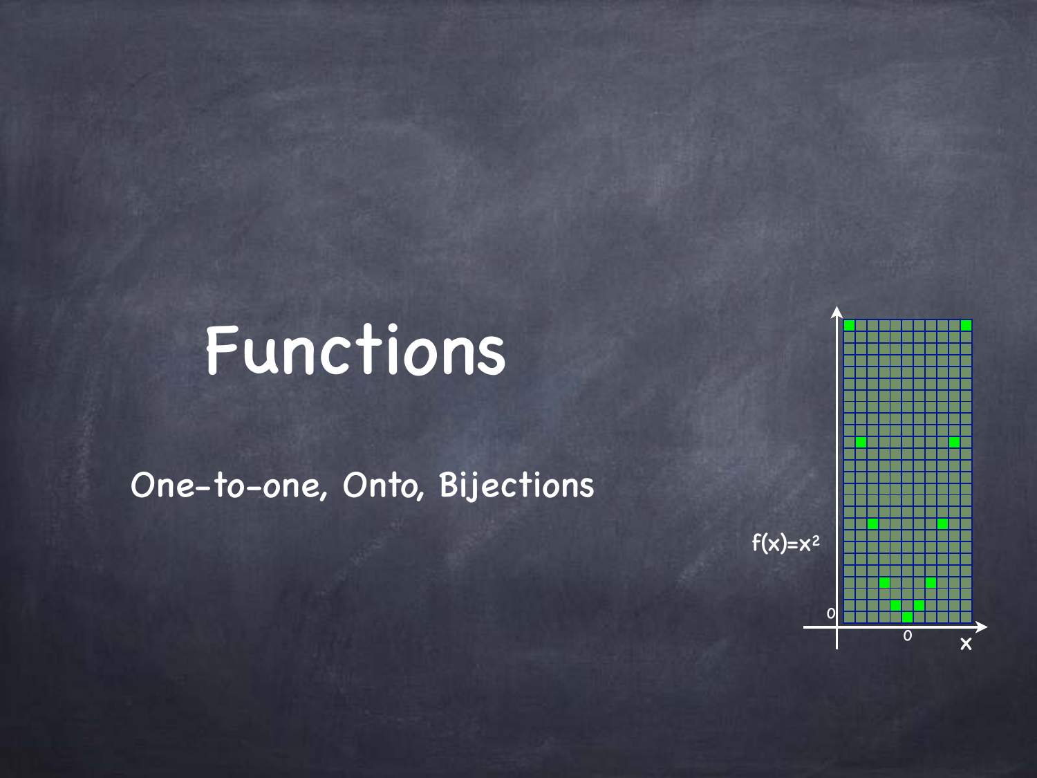# Functions

One-to-one, Onto, Bijections

$f(x)=x^2$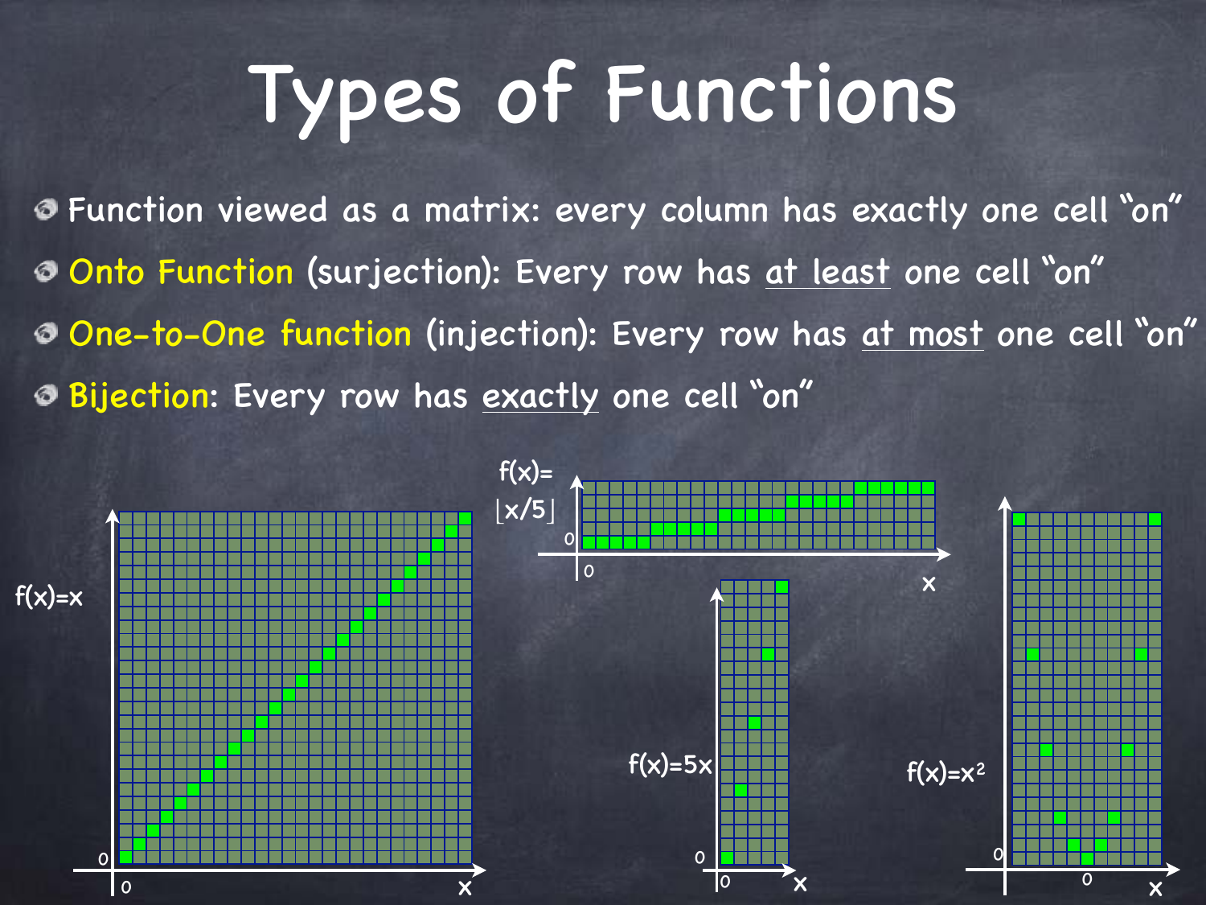# Types of Functions

- Function viewed as a matrix: every column has exactly one cell "on"
- **Onto Function** (surjection): Every row has <u>at least</u> one cell "on"
- **One-to-One function** (injection): Every row has <u>at most</u> one cell "on"
- **Bijection**: Every row has <u>exactly</u> one cell "on"

$f(x)=x$

$f(x)=\lfloor x/5 \rfloor$

$f(x)=5x$

$f(x)=x^2$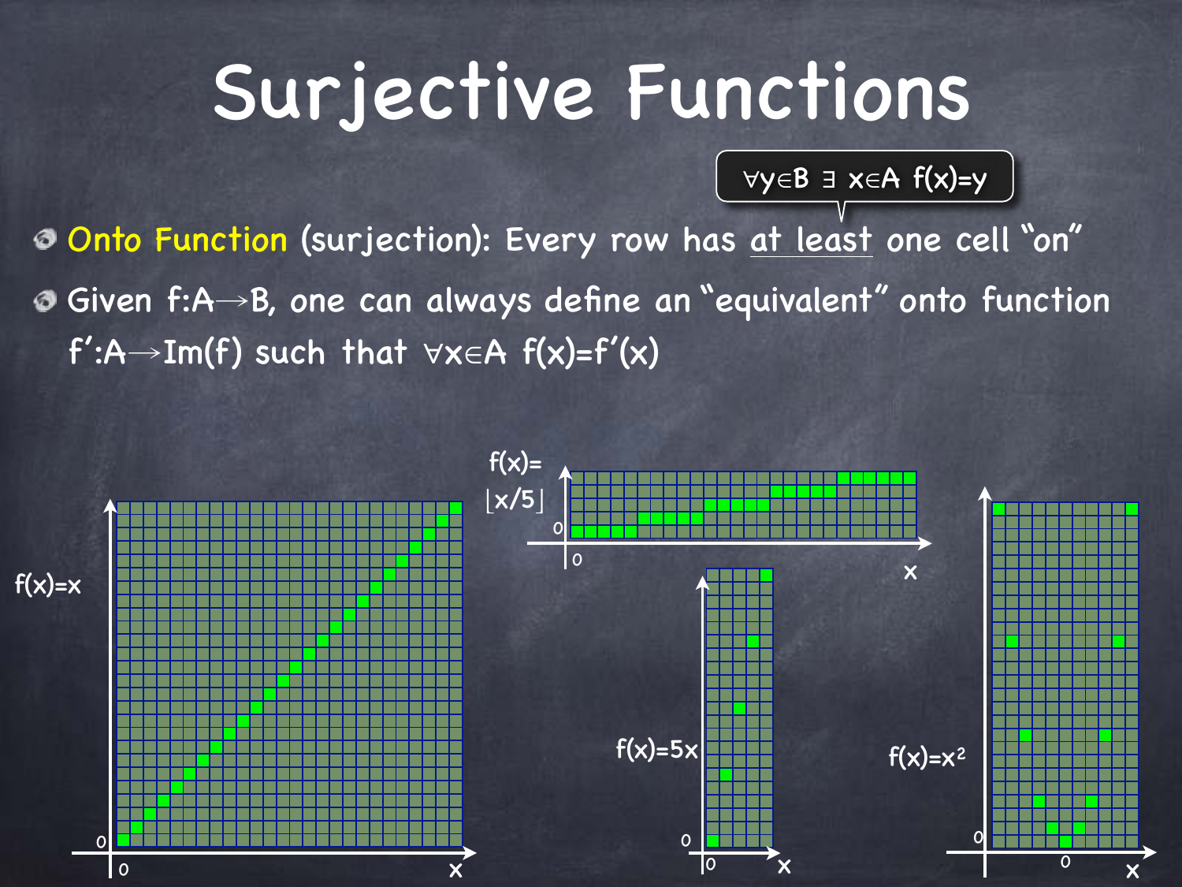# Surjective Functions

- Onto Function (surjection): Every row has at least one cell "on"
  - $\forall y \in B \ \exists\ x \in A \ f(x)=y$
- Given $f:A \to B$, one can always define an "equivalent" onto function $f':A \to Im(f)$ such that $\forall x \in A \ f(x)=f'(x)$

$f(x)=x$

$f(x)=\lfloor x/5 \rfloor$

$f(x)=5x$

$f(x)=x^2$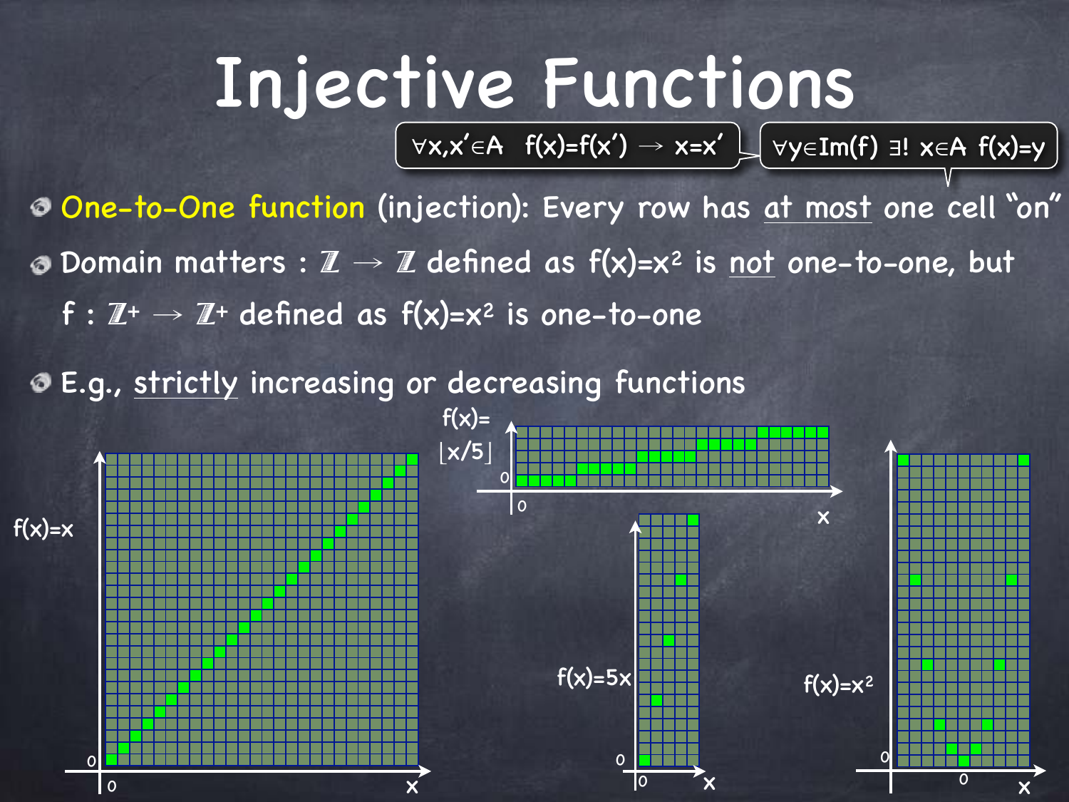# Injective Functions

$\forall x,x' \in A \;\; f(x)=f(x') \rightarrow x=x'$

$\forall y \in Im(f) \; \exists! \; x \in A \; f(x)=y$

- One-to-One function (injection): Every row has at most one cell "on"
- Domain matters : $\mathbb{Z} \rightarrow \mathbb{Z}$ defined as $f(x)=x^2$ is not one-to-one, but $f : \mathbb{Z}^+ \rightarrow \mathbb{Z}^+$ defined as $f(x)=x^2$ is one-to-one
- E.g., strictly increasing or decreasing functions

$f(x)=x$

$f(x)=\lfloor x/5 \rfloor$

$f(x)=5x$

$f(x)=x^2$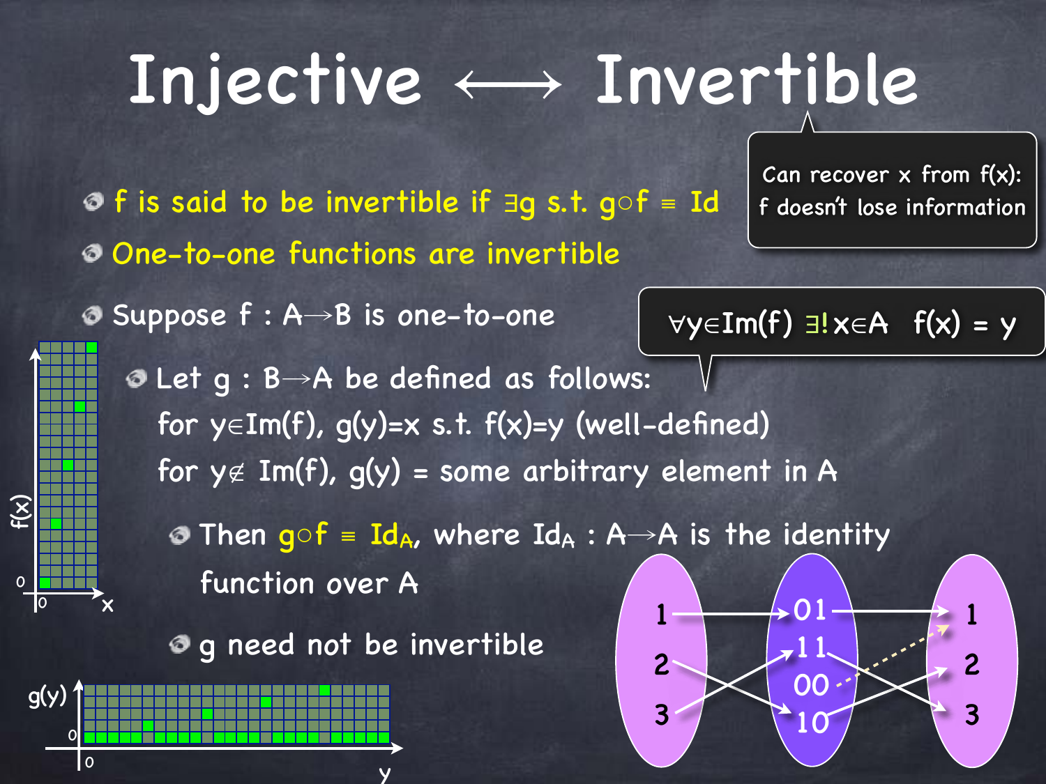# Injective ⟷ Invertible

> Can recover x from f(x): f doesn't lose information

- f is said to be invertible if $\exists g$ s.t. $g \circ f \equiv Id$
- One-to-one functions are invertible
- Suppose $f : A \rightarrow B$ is one-to-one

> $\forall y \in Im(f)\ \exists! x \in A\ \ f(x) = y$

  - Let $g : B \rightarrow A$ be defined as follows:
    for $y \in Im(f)$, $g(y)=x$ s.t. $f(x)=y$ (well-defined)
    for $y \notin Im(f)$, $g(y)$ = some arbitrary element in A
    - Then $g \circ f \equiv Id_A$, where $Id_A : A \rightarrow A$ is the identity function over A
    - g need not be invertible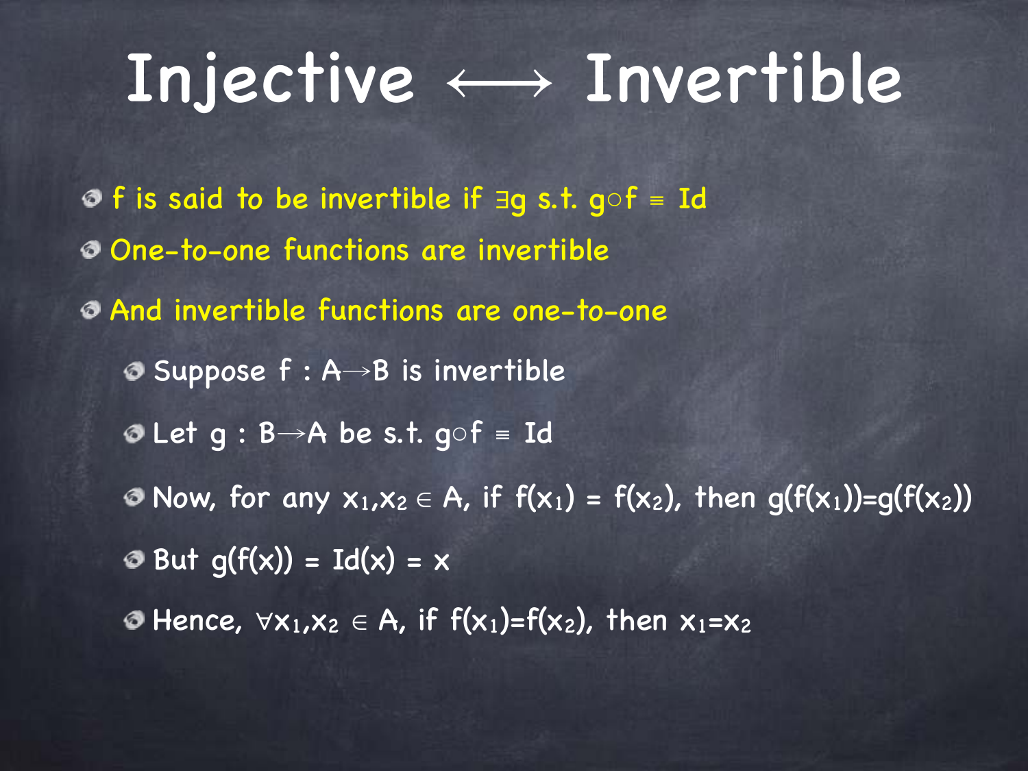# Injective $\longleftrightarrow$ Invertible

- f is said to be invertible if $\exists g$ s.t. $g \circ f \equiv Id$
- One-to-one functions are invertible
- And invertible functions are one-to-one
  - Suppose $f : A \rightarrow B$ is invertible
  - Let $g : B \rightarrow A$ be s.t. $g \circ f \equiv Id$
  - Now, for any $x_1, x_2 \in A$, if $f(x_1) = f(x_2)$, then $g(f(x_1))=g(f(x_2))$
  - But $g(f(x)) = Id(x) = x$
  - Hence, $\forall x_1, x_2 \in A$, if $f(x_1)=f(x_2)$, then $x_1=x_2$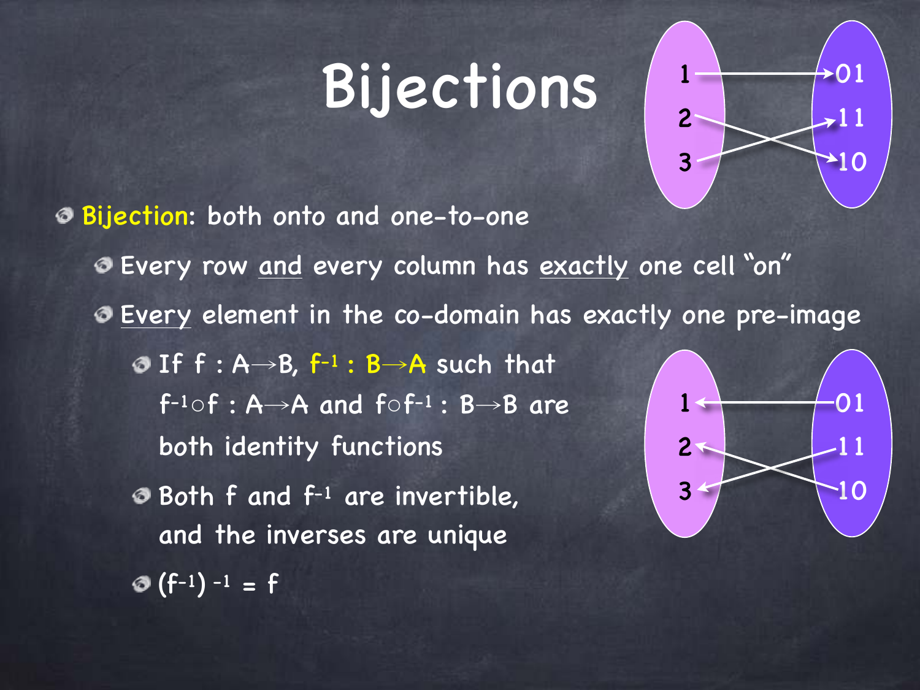# Bijections

- Bijection: both onto and one-to-one
  - Every row and every column has exactly one cell "on"
  - Every element in the co-domain has exactly one pre-image
    - If $f : A \rightarrow B$, $f^{-1} : B \rightarrow A$ such that $f^{-1} \circ f : A \rightarrow A$ and $f \circ f^{-1} : B \rightarrow B$ are both identity functions
    - Both $f$ and $f^{-1}$ are invertible, and the inverses are unique
    - $(f^{-1})^{-1} = f$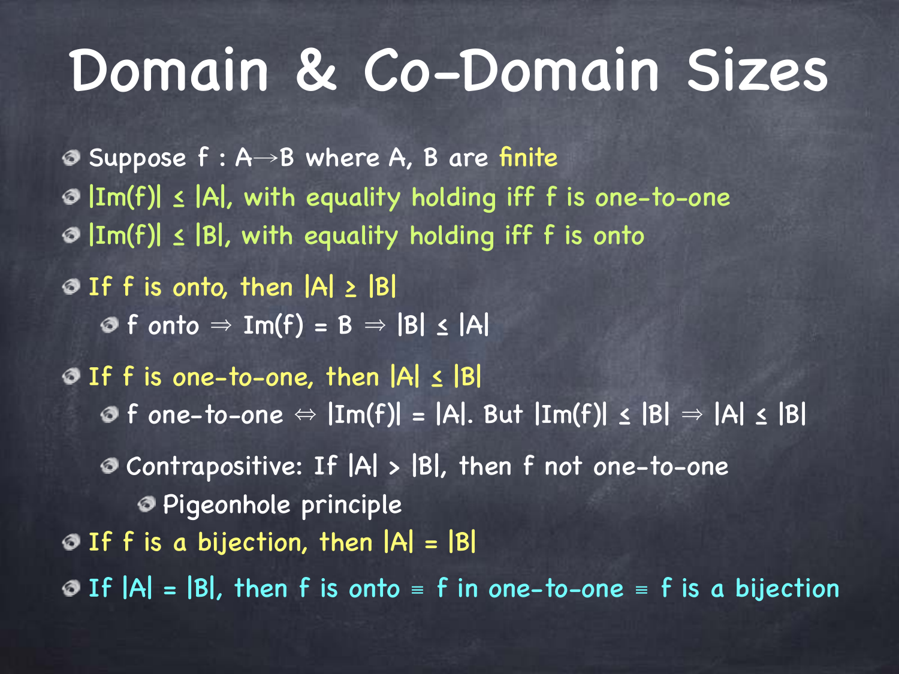# Domain & Co-Domain Sizes

- Suppose $f : A \to B$ where A, B are finite
- $|Im(f)| \leq |A|$, with equality holding iff f is one-to-one
- $|Im(f)| \leq |B|$, with equality holding iff f is onto
- If f is onto, then $|A| \geq |B|$
  - f onto $\Rightarrow Im(f) = B \Rightarrow |B| \leq |A|$
- If f is one-to-one, then $|A| \leq |B|$
  - f one-to-one $\Leftrightarrow |Im(f)| = |A|$. But $|Im(f)| \leq |B| \Rightarrow |A| \leq |B|$
  - Contrapositive: If $|A| > |B|$, then f not one-to-one
    - Pigeonhole principle
- If f is a bijection, then $|A| = |B|$
- If $|A| = |B|$, then f is onto $\equiv$ f in one-to-one $\equiv$ f is a bijection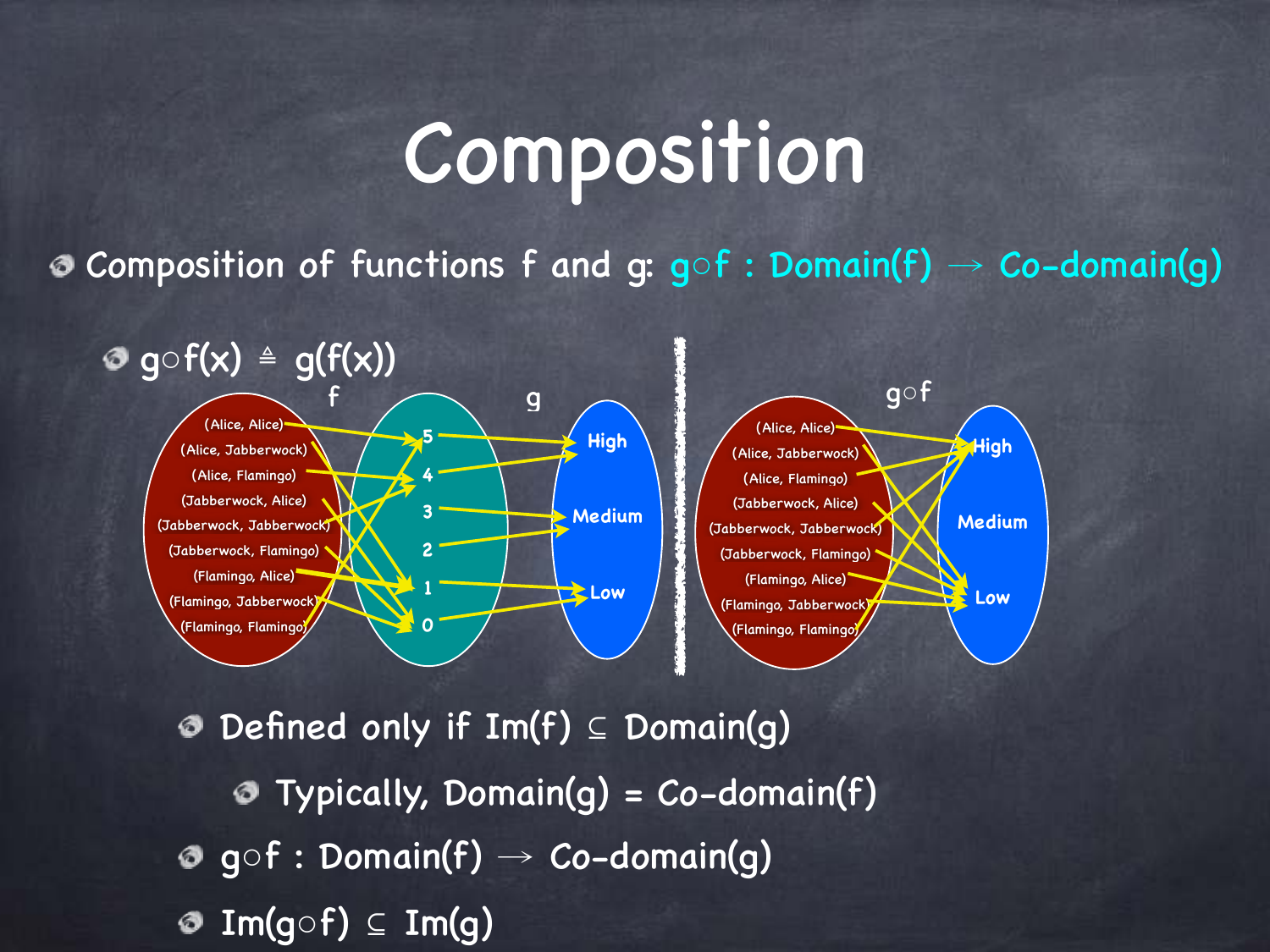# Composition

- Composition of functions f and g: $g \circ f$ : Domain(f) $\rightarrow$ Co-domain(g)
  - $g \circ f(x) \triangleq g(f(x))$
  - Defined only if Im(f) $\subseteq$ Domain(g)
    - Typically, Domain(g) = Co-domain(f)
  - $g \circ f$ : Domain(f) $\rightarrow$ Co-domain(g)
  - Im($g \circ f$) $\subseteq$ Im(g)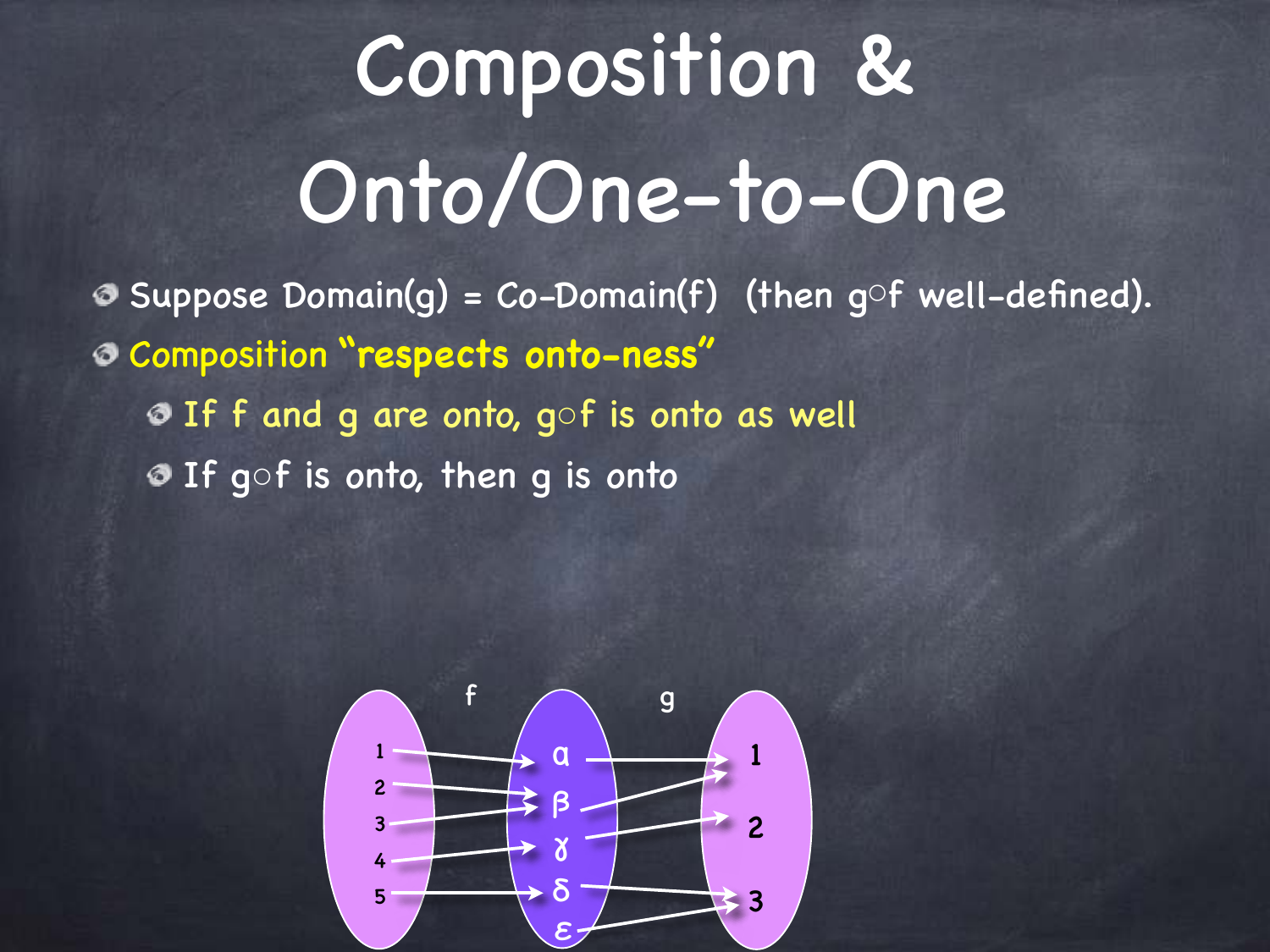# Composition & Onto/One-to-One

- Suppose Domain(g) = Co-Domain(f) (then $g \circ f$ well-defined).
- **Composition "respects onto-ness"**
  - If f and g are onto, $g \circ f$ is onto as well
  - If $g \circ f$ is onto, then g is onto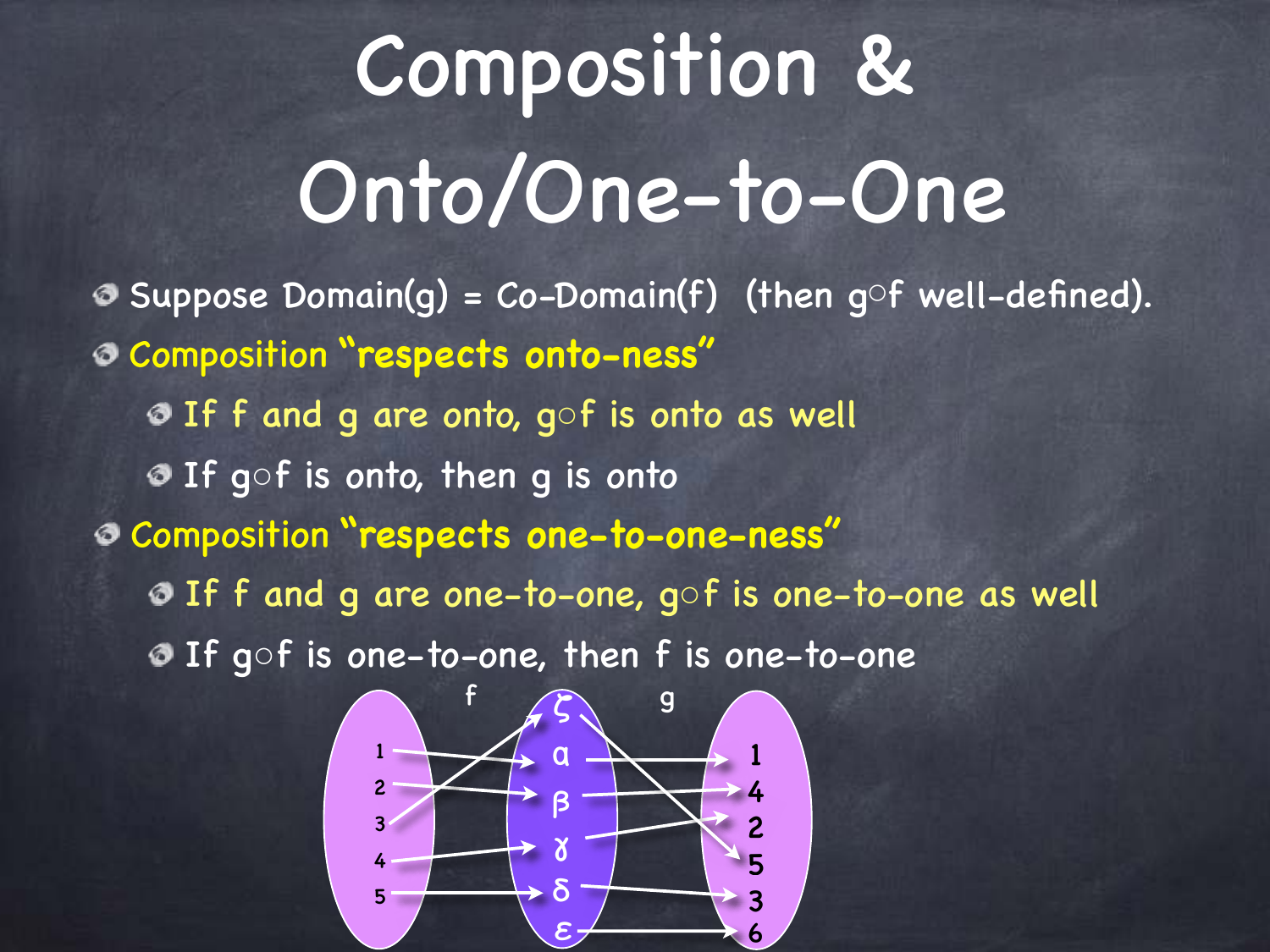# Composition & Onto/One-to-One

- Suppose Domain(g) = Co-Domain(f) (then $g \circ f$ well-defined).
- Composition **"respects onto-ness"**
  - If f and g are onto, $g \circ f$ is onto as well
  - If $g \circ f$ is onto, then g is onto
- Composition **"respects one-to-one-ness"**
  - If f and g are one-to-one, $g \circ f$ is one-to-one as well
  - If $g \circ f$ is one-to-one, then f is one-to-one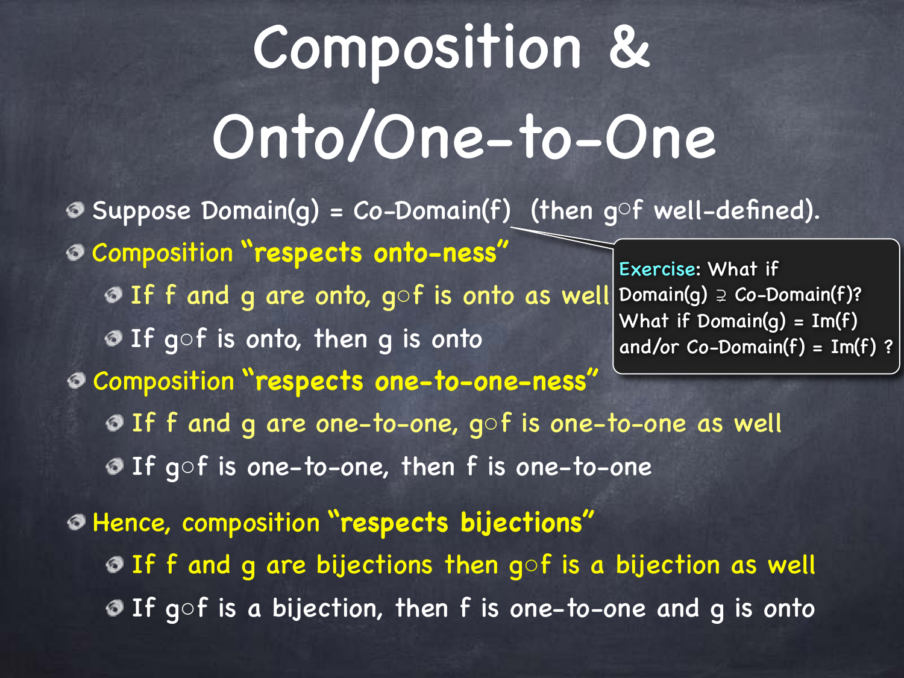# Composition & Onto/One-to-One

- Suppose Domain(g) = Co-Domain(f) (then $g \circ f$ well-defined).
- **Composition "respects onto-ness"**
  - If f and g are onto, $g \circ f$ is onto as well
  - If $g \circ f$ is onto, then g is onto
- **Composition "respects one-to-one-ness"**
  - If f and g are one-to-one, $g \circ f$ is one-to-one as well
  - If $g \circ f$ is one-to-one, then f is one-to-one
- **Hence, composition "respects bijections"**
  - If f and g are bijections then $g \circ f$ is a bijection as well
  - If $g \circ f$ is a bijection, then f is one-to-one and g is onto

Exercise: What if Domain(g) $\supsetneq$ Co-Domain(f)? What if Domain(g) = Im(f) and/or Co-Domain(f) = Im(f) ?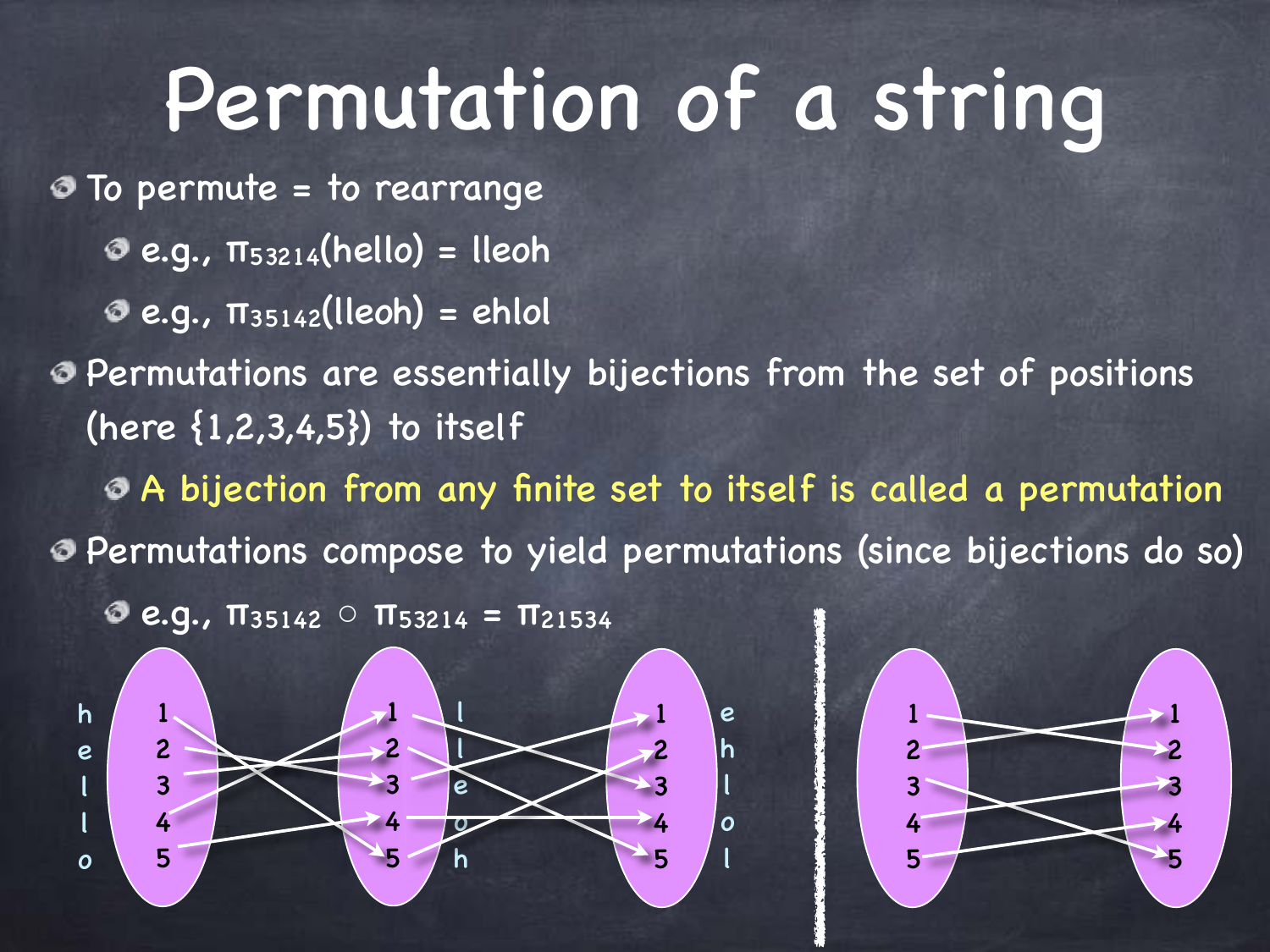# Permutation of a string

- To permute = to rearrange
  - e.g., $\pi_{53214}$(hello) = lleoh
  - e.g., $\pi_{35142}$(lleoh) = ehlol
- Permutations are essentially bijections from the set of positions (here {1,2,3,4,5}) to itself
  - A bijection from any finite set to itself is called a permutation
- Permutations compose to yield permutations (since bijections do so)
  - e.g., $\pi_{35142} \circ \pi_{53214} = \pi_{21534}$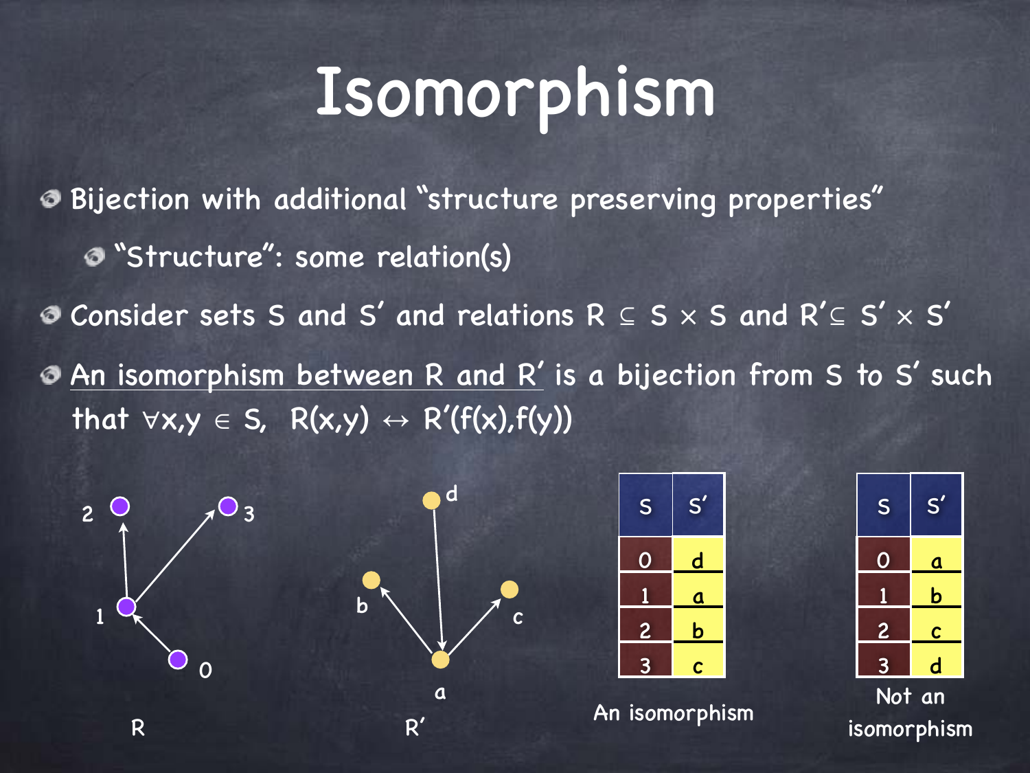# Isomorphism

- Bijection with additional "structure preserving properties"
  - "Structure": some relation(s)
- Consider sets S and S′ and relations $R \subseteq S \times S$ and $R' \subseteq S' \times S'$
- An isomorphism between R and R′ is a bijection from S to S′ such that $\forall x,y \in S,\ R(x,y) \leftrightarrow R'(f(x),f(y))$

2 3

1

0

R

d

b c

a

R′

| S | S′ |
|---|---|
| 0 | d |
| 1 | a |
| 2 | b |
| 3 | c |

An isomorphism

| S | S′ |
|---|---|
| 0 | a |
| 1 | b |
| 2 | c |
| 3 | d |

Not an isomorphism